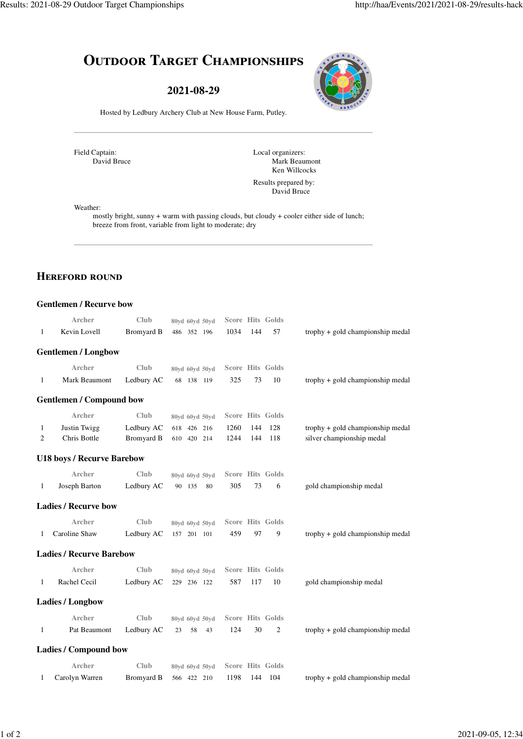# Outdoor Target Championships

## 2021-08-29

Hosted by Ledbury Archery Club at New House Farm, Putley.

---

Field Captain:
David Bruce

Local organizers:
Mark Beaumont
Ken Willcocks

Results prepared by:
David Bruce

Weather:
mostly bright, sunny + warm with passing clouds, but cloudy + cooler either side of lunch; breeze from front, variable from light to moderate; dry

---

## Hereford round

### Gentlemen / Recurve bow

| | Archer | Club | 80yd | 60yd | 50yd | Score | Hits | Golds | |
|---|---|---|---|---|---|---|---|---|---|
| 1 | Kevin Lovell | Bromyard B | 486 | 352 | 196 | 1034 | 144 | 57 | trophy + gold championship medal |

### Gentlemen / Longbow

| | Archer | Club | 80yd | 60yd | 50yd | Score | Hits | Golds | |
|---|---|---|---|---|---|---|---|---|---|
| 1 | Mark Beaumont | Ledbury AC | 68 | 138 | 119 | 325 | 73 | 10 | trophy + gold championship medal |

### Gentlemen / Compound bow

| | Archer | Club | 80yd | 60yd | 50yd | Score | Hits | Golds | |
|---|---|---|---|---|---|---|---|---|---|
| 1 | Justin Twigg | Ledbury AC | 618 | 426 | 216 | 1260 | 144 | 128 | trophy + gold championship medal |
| 2 | Chris Bottle | Bromyard B | 610 | 420 | 214 | 1244 | 144 | 118 | silver championship medal |

### U18 boys / Recurve Barebow

| | Archer | Club | 80yd | 60yd | 50yd | Score | Hits | Golds | |
|---|---|---|---|---|---|---|---|---|---|
| 1 | Joseph Barton | Ledbury AC | 90 | 135 | 80 | 305 | 73 | 6 | gold championship medal |

### Ladies / Recurve bow

| | Archer | Club | 80yd | 60yd | 50yd | Score | Hits | Golds | |
|---|---|---|---|---|---|---|---|---|---|
| 1 | Caroline Shaw | Ledbury AC | 157 | 201 | 101 | 459 | 97 | 9 | trophy + gold championship medal |

### Ladies / Recurve Barebow

| | Archer | Club | 80yd | 60yd | 50yd | Score | Hits | Golds | |
|---|---|---|---|---|---|---|---|---|---|
| 1 | Rachel Cecil | Ledbury AC | 229 | 236 | 122 | 587 | 117 | 10 | gold championship medal |

### Ladies / Longbow

| | Archer | Club | 80yd | 60yd | 50yd | Score | Hits | Golds | |
|---|---|---|---|---|---|---|---|---|---|
| 1 | Pat Beaumont | Ledbury AC | 23 | 58 | 43 | 124 | 30 | 2 | trophy + gold championship medal |

### Ladies / Compound bow

| | Archer | Club | 80yd | 60yd | 50yd | Score | Hits | Golds | |
|---|---|---|---|---|---|---|---|---|---|
| 1 | Carolyn Warren | Bromyard B | 566 | 422 | 210 | 1198 | 144 | 104 | trophy + gold championship medal |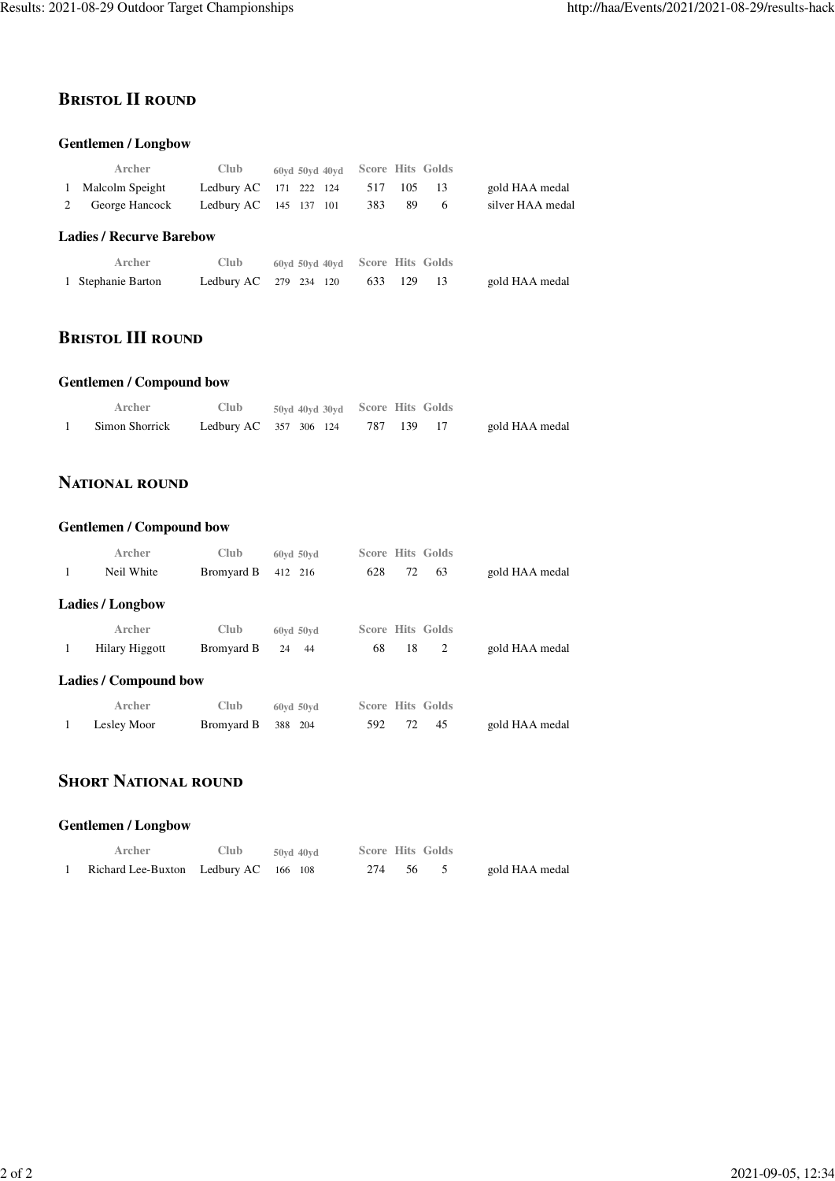## BRISTOL II ROUND

### Gentlemen / Longbow

| | Archer | Club | 60yd | 50yd | 40yd | Score | Hits | Golds | |
|---|---|---|---|---|---|---|---|---|---|
| 1 | Malcolm Speight | Ledbury AC | 171 | 222 | 124 | 517 | 105 | 13 | gold HAA medal |
| 2 | George Hancock | Ledbury AC | 145 | 137 | 101 | 383 | 89 | 6 | silver HAA medal |

### Ladies / Recurve Barebow

| | Archer | Club | 60yd | 50yd | 40yd | Score | Hits | Golds | |
|---|---|---|---|---|---|---|---|---|---|
| 1 | Stephanie Barton | Ledbury AC | 279 | 234 | 120 | 633 | 129 | 13 | gold HAA medal |

## BRISTOL III ROUND

### Gentlemen / Compound bow

| | Archer | Club | 50yd | 40yd | 30yd | Score | Hits | Golds | |
|---|---|---|---|---|---|---|---|---|---|
| 1 | Simon Shorrick | Ledbury AC | 357 | 306 | 124 | 787 | 139 | 17 | gold HAA medal |

## NATIONAL ROUND

### Gentlemen / Compound bow

| | Archer | Club | 60yd | 50yd | Score | Hits | Golds | |
|---|---|---|---|---|---|---|---|---|
| 1 | Neil White | Bromyard B | 412 | 216 | 628 | 72 | 63 | gold HAA medal |

### Ladies / Longbow

| | Archer | Club | 60yd | 50yd | Score | Hits | Golds | |
|---|---|---|---|---|---|---|---|---|
| 1 | Hilary Higgott | Bromyard B | 24 | 44 | 68 | 18 | 2 | gold HAA medal |

### Ladies / Compound bow

| | Archer | Club | 60yd | 50yd | Score | Hits | Golds | |
|---|---|---|---|---|---|---|---|---|
| 1 | Lesley Moor | Bromyard B | 388 | 204 | 592 | 72 | 45 | gold HAA medal |

## SHORT NATIONAL ROUND

### Gentlemen / Longbow

| | Archer | Club | 50yd | 40yd | Score | Hits | Golds | |
|---|---|---|---|---|---|---|---|---|
| 1 | Richard Lee-Buxton | Ledbury AC | 166 | 108 | 274 | 56 | 5 | gold HAA medal |